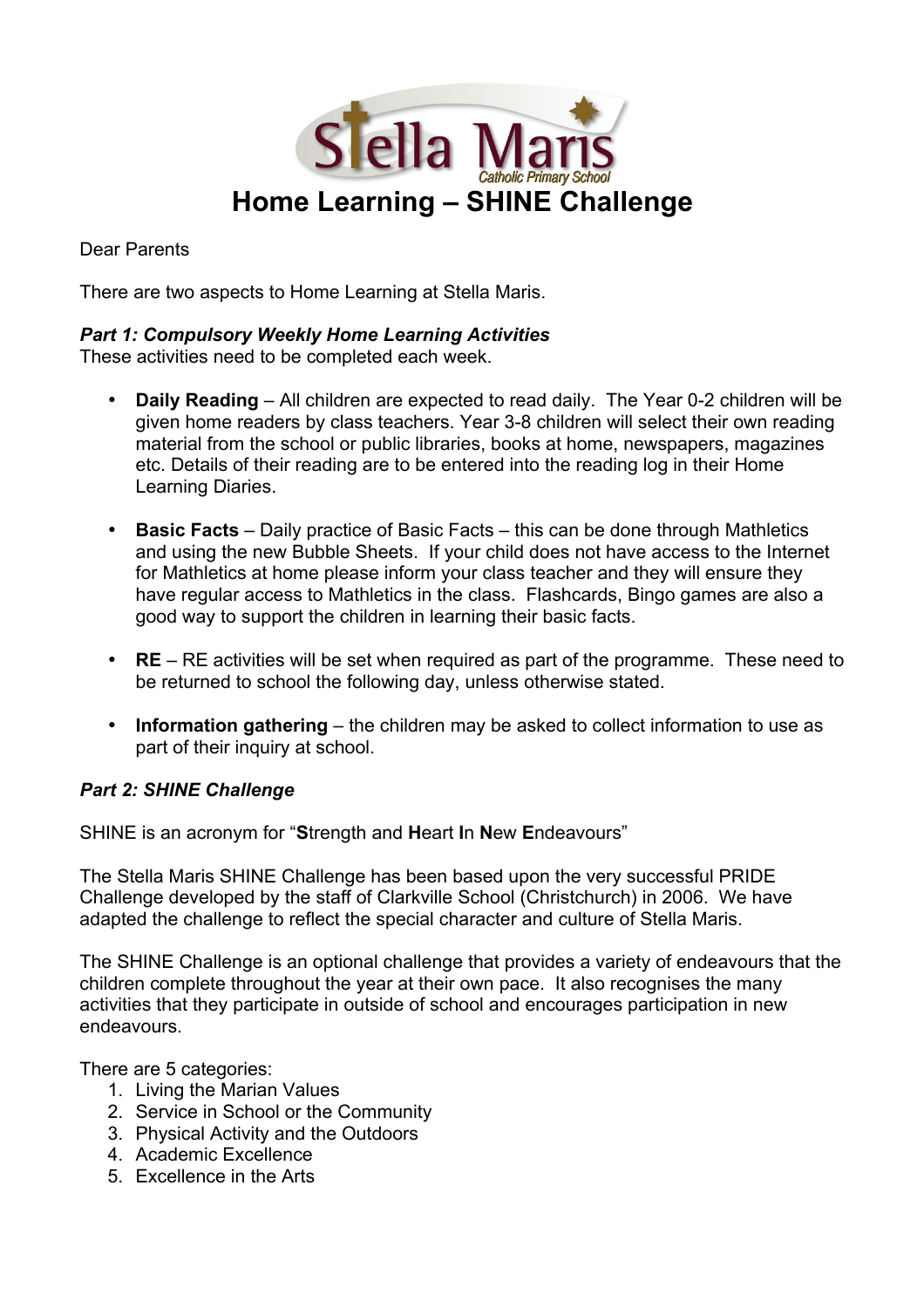Stella Maris
Catholic Primary School

# Home Learning – SHINE Challenge

Dear Parents

There are two aspects to Home Learning at Stella Maris.

***Part 1: Compulsory Weekly Home Learning Activities***
These activities need to be completed each week.

- **Daily Reading** – All children are expected to read daily. The Year 0-2 children will be given home readers by class teachers. Year 3-8 children will select their own reading material from the school or public libraries, books at home, newspapers, magazines etc. Details of their reading are to be entered into the reading log in their Home Learning Diaries.

- **Basic Facts** – Daily practice of Basic Facts – this can be done through Mathletics and using the new Bubble Sheets. If your child does not have access to the Internet for Mathletics at home please inform your class teacher and they will ensure they have regular access to Mathletics in the class. Flashcards, Bingo games are also a good way to support the children in learning their basic facts.

- **RE** – RE activities will be set when required as part of the programme. These need to be returned to school the following day, unless otherwise stated.

- **Information gathering** – the children may be asked to collect information to use as part of their inquiry at school.

***Part 2: SHINE Challenge***

SHINE is an acronym for "**S**trength and **H**eart **I**n **N**ew **E**ndeavours"

The Stella Maris SHINE Challenge has been based upon the very successful PRIDE Challenge developed by the staff of Clarkville School (Christchurch) in 2006. We have adapted the challenge to reflect the special character and culture of Stella Maris.

The SHINE Challenge is an optional challenge that provides a variety of endeavours that the children complete throughout the year at their own pace. It also recognises the many activities that they participate in outside of school and encourages participation in new endeavours.

There are 5 categories:

1. Living the Marian Values
2. Service in School or the Community
3. Physical Activity and the Outdoors
4. Academic Excellence
5. Excellence in the Arts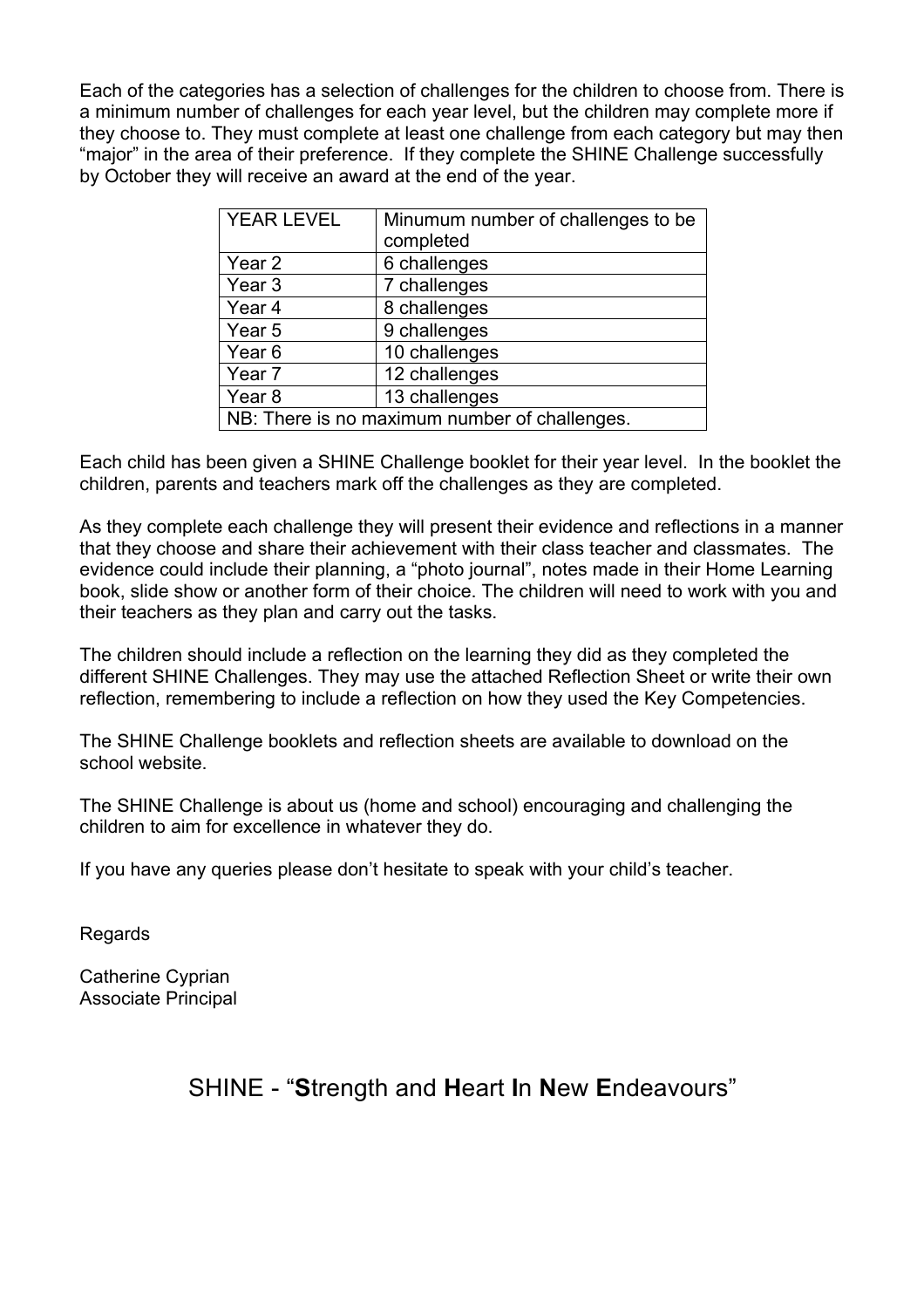Each of the categories has a selection of challenges for the children to choose from. There is a minimum number of challenges for each year level, but the children may complete more if they choose to. They must complete at least one challenge from each category but may then "major" in the area of their preference. If they complete the SHINE Challenge successfully by October they will receive an award at the end of the year.

| YEAR LEVEL | Minumum number of challenges to be completed |
|---|---|
| Year 2 | 6 challenges |
| Year 3 | 7 challenges |
| Year 4 | 8 challenges |
| Year 5 | 9 challenges |
| Year 6 | 10 challenges |
| Year 7 | 12 challenges |
| Year 8 | 13 challenges |
| NB: There is no maximum number of challenges. | |

Each child has been given a SHINE Challenge booklet for their year level. In the booklet the children, parents and teachers mark off the challenges as they are completed.

As they complete each challenge they will present their evidence and reflections in a manner that they choose and share their achievement with their class teacher and classmates. The evidence could include their planning, a "photo journal", notes made in their Home Learning book, slide show or another form of their choice. The children will need to work with you and their teachers as they plan and carry out the tasks.

The children should include a reflection on the learning they did as they completed the different SHINE Challenges. They may use the attached Reflection Sheet or write their own reflection, remembering to include a reflection on how they used the Key Competencies.

The SHINE Challenge booklets and reflection sheets are available to download on the school website.

The SHINE Challenge is about us (home and school) encouraging and challenging the children to aim for excellence in whatever they do.

If you have any queries please don't hesitate to speak with your child's teacher.

Regards

Catherine Cyprian
Associate Principal

SHINE - "**S**trength and **H**eart **I**n **N**ew **E**ndeavours"